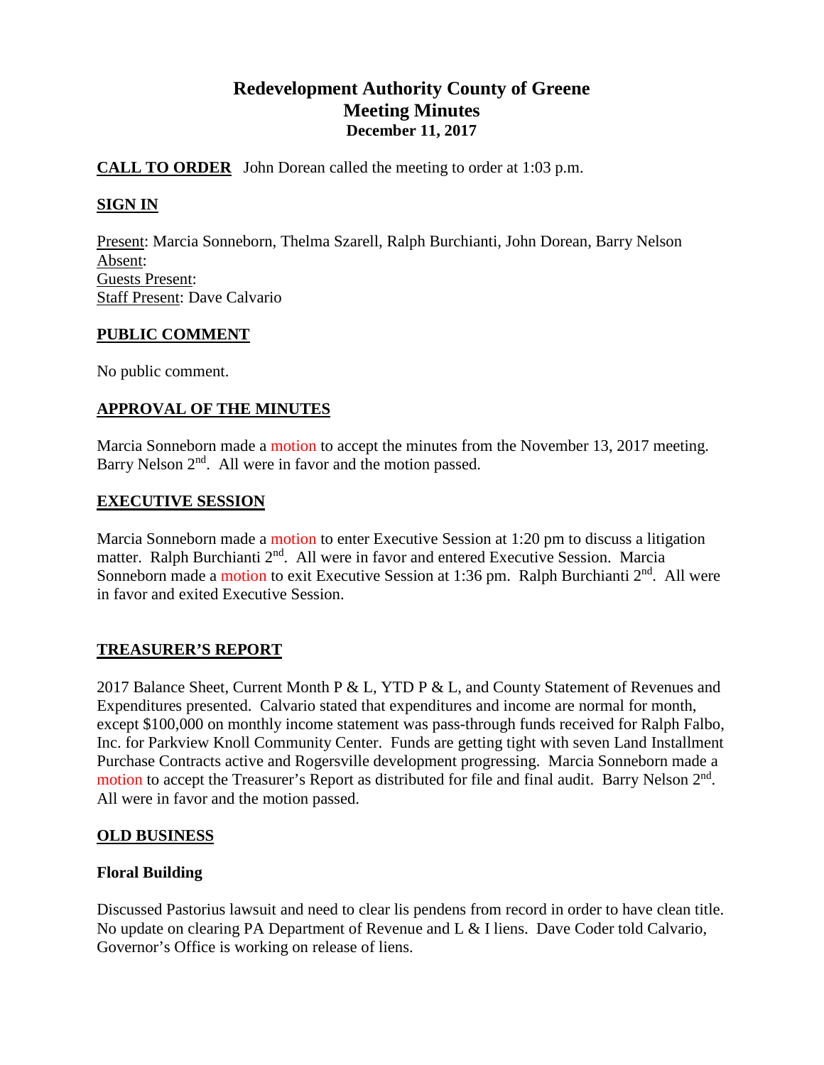# Redevelopment Authority County of Greene
## Meeting Minutes
### December 11, 2017

**CALL TO ORDER** John Dorean called the meeting to order at 1:03 p.m.

**SIGN IN**

Present: Marcia Sonneborn, Thelma Szarell, Ralph Burchianti, John Dorean, Barry Nelson
Absent:
Guests Present:
Staff Present: Dave Calvario

**PUBLIC COMMENT**

No public comment.

**APPROVAL OF THE MINUTES**

Marcia Sonneborn made a motion to accept the minutes from the November 13, 2017 meeting. Barry Nelson 2nd. All were in favor and the motion passed.

**EXECUTIVE SESSION**

Marcia Sonneborn made a motion to enter Executive Session at 1:20 pm to discuss a litigation matter. Ralph Burchianti 2nd. All were in favor and entered Executive Session. Marcia Sonneborn made a motion to exit Executive Session at 1:36 pm. Ralph Burchianti 2nd. All were in favor and exited Executive Session.

**TREASURER'S REPORT**

2017 Balance Sheet, Current Month P & L, YTD P & L, and County Statement of Revenues and Expenditures presented. Calvario stated that expenditures and income are normal for month, except $100,000 on monthly income statement was pass-through funds received for Ralph Falbo, Inc. for Parkview Knoll Community Center. Funds are getting tight with seven Land Installment Purchase Contracts active and Rogersville development progressing. Marcia Sonneborn made a motion to accept the Treasurer's Report as distributed for file and final audit. Barry Nelson 2nd. All were in favor and the motion passed.

**OLD BUSINESS**

**Floral Building**

Discussed Pastorius lawsuit and need to clear lis pendens from record in order to have clean title. No update on clearing PA Department of Revenue and L & I liens. Dave Coder told Calvario, Governor's Office is working on release of liens.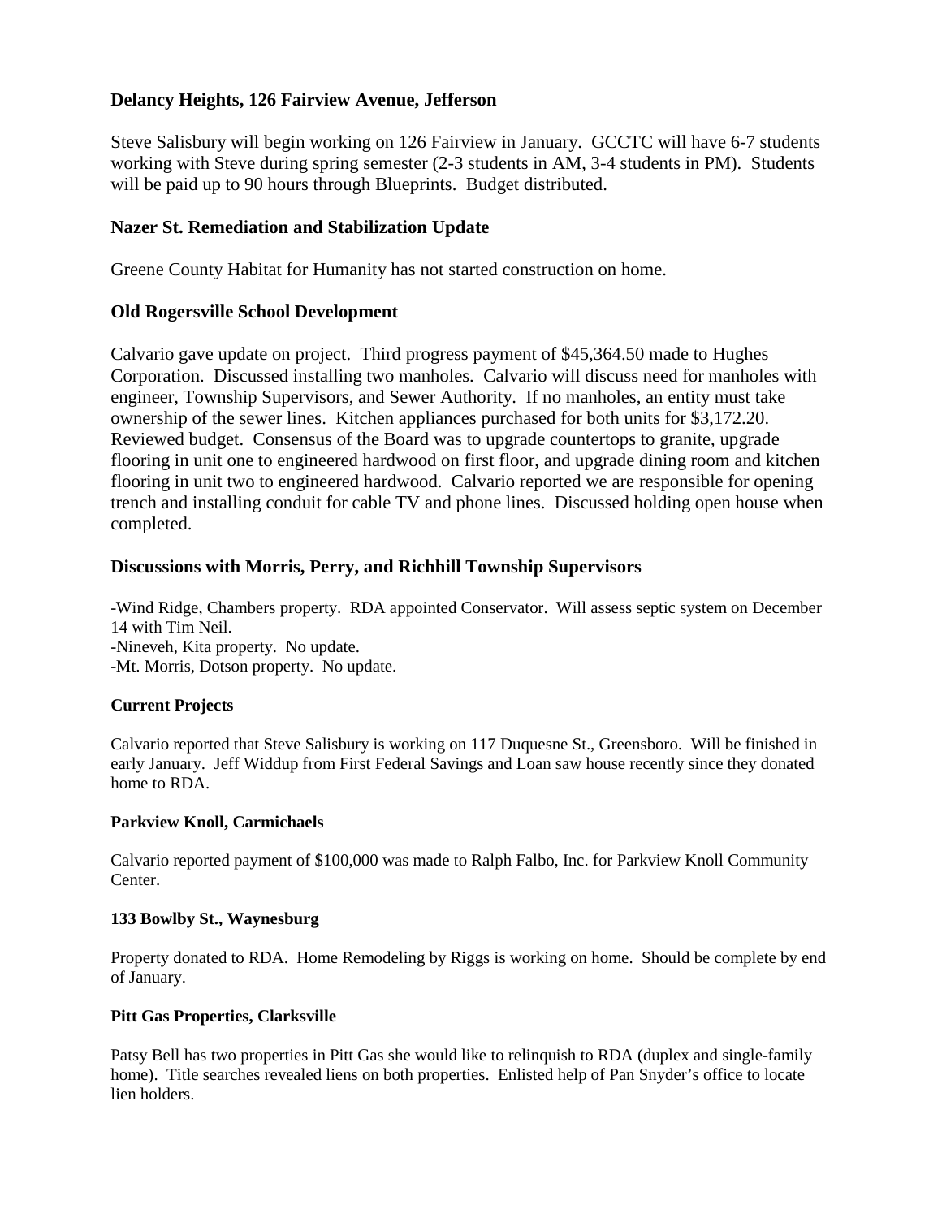### Delancy Heights, 126 Fairview Avenue, Jefferson

Steve Salisbury will begin working on 126 Fairview in January. GCCTC will have 6-7 students working with Steve during spring semester (2-3 students in AM, 3-4 students in PM). Students will be paid up to 90 hours through Blueprints. Budget distributed.

### Nazer St. Remediation and Stabilization Update

Greene County Habitat for Humanity has not started construction on home.

### Old Rogersville School Development

Calvario gave update on project. Third progress payment of $45,364.50 made to Hughes Corporation. Discussed installing two manholes. Calvario will discuss need for manholes with engineer, Township Supervisors, and Sewer Authority. If no manholes, an entity must take ownership of the sewer lines. Kitchen appliances purchased for both units for $3,172.20. Reviewed budget. Consensus of the Board was to upgrade countertops to granite, upgrade flooring in unit one to engineered hardwood on first floor, and upgrade dining room and kitchen flooring in unit two to engineered hardwood. Calvario reported we are responsible for opening trench and installing conduit for cable TV and phone lines. Discussed holding open house when completed.

### Discussions with Morris, Perry, and Richhill Township Supervisors

-Wind Ridge, Chambers property. RDA appointed Conservator. Will assess septic system on December 14 with Tim Neil.
-Nineveh, Kita property. No update.
-Mt. Morris, Dotson property. No update.

#### Current Projects

Calvario reported that Steve Salisbury is working on 117 Duquesne St., Greensboro. Will be finished in early January. Jeff Widdup from First Federal Savings and Loan saw house recently since they donated home to RDA.

#### Parkview Knoll, Carmichaels

Calvario reported payment of $100,000 was made to Ralph Falbo, Inc. for Parkview Knoll Community Center.

#### 133 Bowlby St., Waynesburg

Property donated to RDA. Home Remodeling by Riggs is working on home. Should be complete by end of January.

#### Pitt Gas Properties, Clarksville

Patsy Bell has two properties in Pitt Gas she would like to relinquish to RDA (duplex and single-family home). Title searches revealed liens on both properties. Enlisted help of Pan Snyder's office to locate lien holders.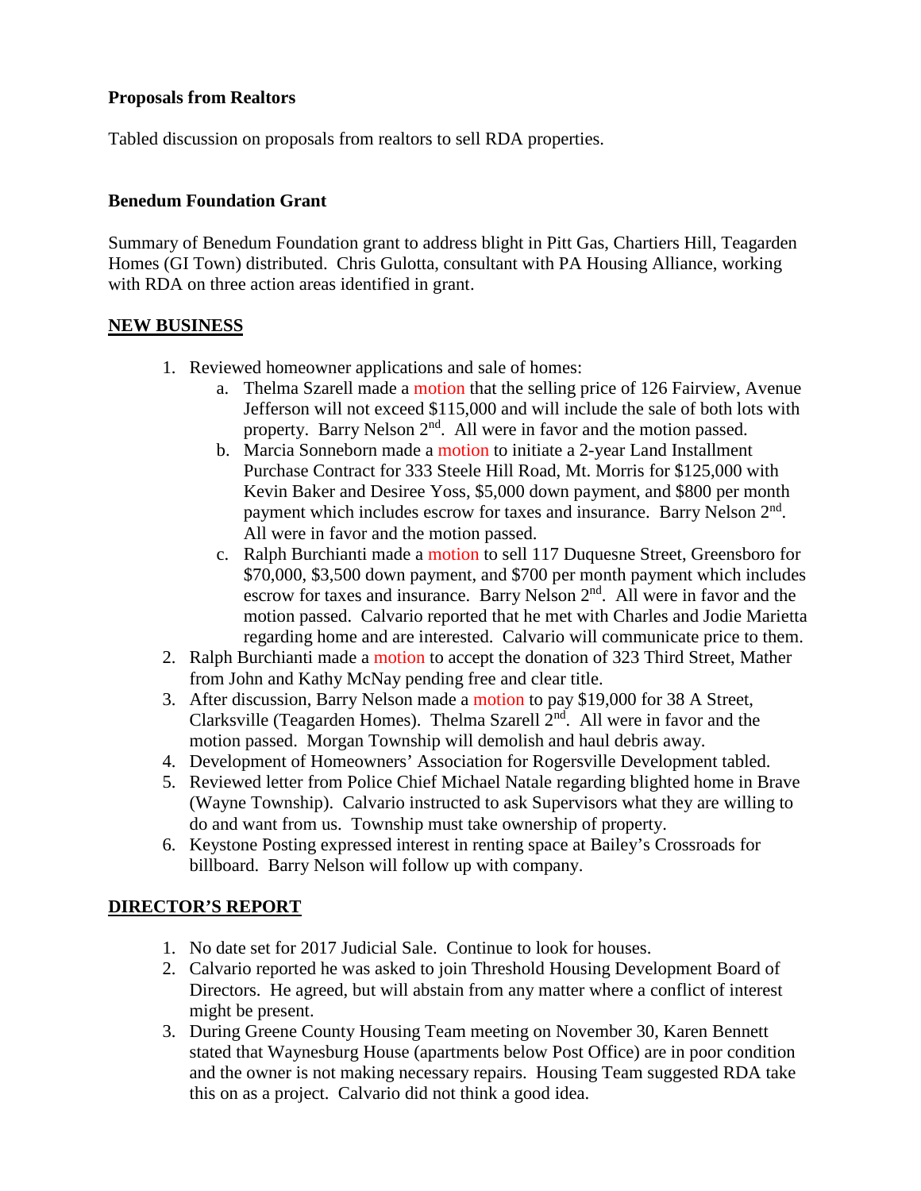**Proposals from Realtors**

Tabled discussion on proposals from realtors to sell RDA properties.

**Benedum Foundation Grant**

Summary of Benedum Foundation grant to address blight in Pitt Gas, Chartiers Hill, Teagarden Homes (GI Town) distributed. Chris Gulotta, consultant with PA Housing Alliance, working with RDA on three action areas identified in grant.

**NEW BUSINESS**

1. Reviewed homeowner applications and sale of homes:
   a. Thelma Szarell made a motion that the selling price of 126 Fairview, Avenue Jefferson will not exceed $115,000 and will include the sale of both lots with property. Barry Nelson 2nd. All were in favor and the motion passed.
   b. Marcia Sonneborn made a motion to initiate a 2-year Land Installment Purchase Contract for 333 Steele Hill Road, Mt. Morris for $125,000 with Kevin Baker and Desiree Yoss, $5,000 down payment, and $800 per month payment which includes escrow for taxes and insurance. Barry Nelson 2nd. All were in favor and the motion passed.
   c. Ralph Burchianti made a motion to sell 117 Duquesne Street, Greensboro for $70,000, $3,500 down payment, and $700 per month payment which includes escrow for taxes and insurance. Barry Nelson 2nd. All were in favor and the motion passed. Calvario reported that he met with Charles and Jodie Marietta regarding home and are interested. Calvario will communicate price to them.
2. Ralph Burchianti made a motion to accept the donation of 323 Third Street, Mather from John and Kathy McNay pending free and clear title.
3. After discussion, Barry Nelson made a motion to pay $19,000 for 38 A Street, Clarksville (Teagarden Homes). Thelma Szarell 2nd. All were in favor and the motion passed. Morgan Township will demolish and haul debris away.
4. Development of Homeowners' Association for Rogersville Development tabled.
5. Reviewed letter from Police Chief Michael Natale regarding blighted home in Brave (Wayne Township). Calvario instructed to ask Supervisors what they are willing to do and want from us. Township must take ownership of property.
6. Keystone Posting expressed interest in renting space at Bailey's Crossroads for billboard. Barry Nelson will follow up with company.

**DIRECTOR'S REPORT**

1. No date set for 2017 Judicial Sale. Continue to look for houses.
2. Calvario reported he was asked to join Threshold Housing Development Board of Directors. He agreed, but will abstain from any matter where a conflict of interest might be present.
3. During Greene County Housing Team meeting on November 30, Karen Bennett stated that Waynesburg House (apartments below Post Office) are in poor condition and the owner is not making necessary repairs. Housing Team suggested RDA take this on as a project. Calvario did not think a good idea.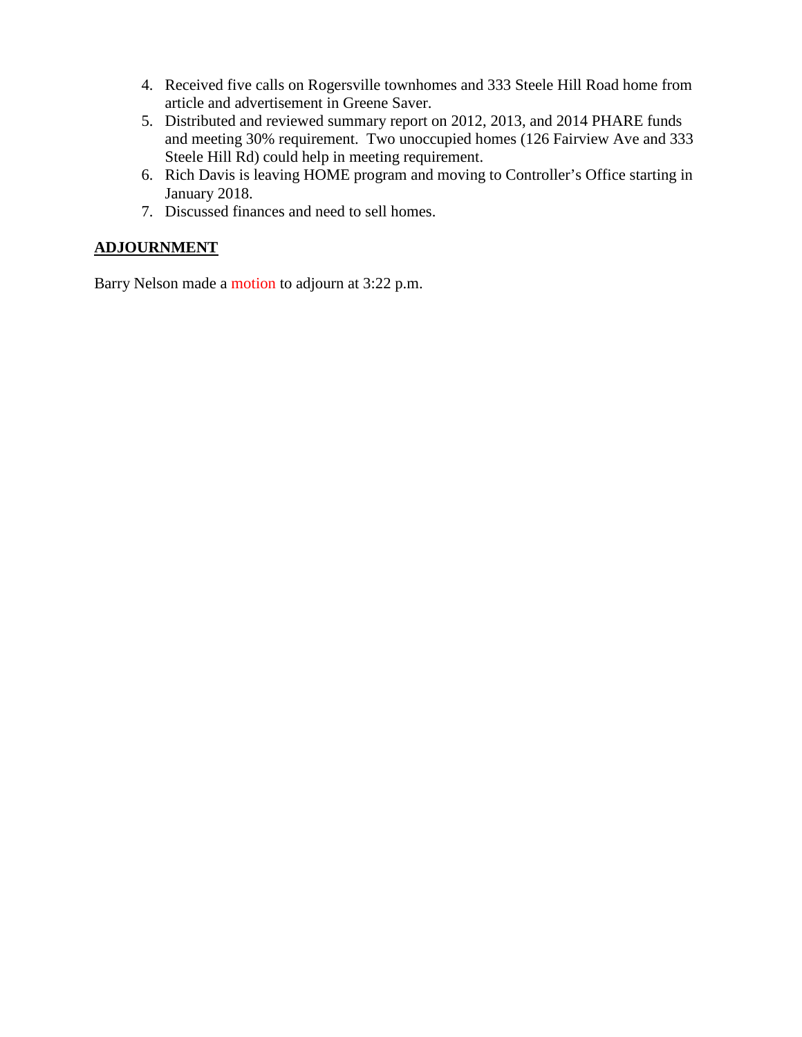4. Received five calls on Rogersville townhomes and 333 Steele Hill Road home from article and advertisement in Greene Saver.
5. Distributed and reviewed summary report on 2012, 2013, and 2014 PHARE funds and meeting 30% requirement. Two unoccupied homes (126 Fairview Ave and 333 Steele Hill Rd) could help in meeting requirement.
6. Rich Davis is leaving HOME program and moving to Controller's Office starting in January 2018.
7. Discussed finances and need to sell homes.

## ADJOURNMENT

Barry Nelson made a motion to adjourn at 3:22 p.m.